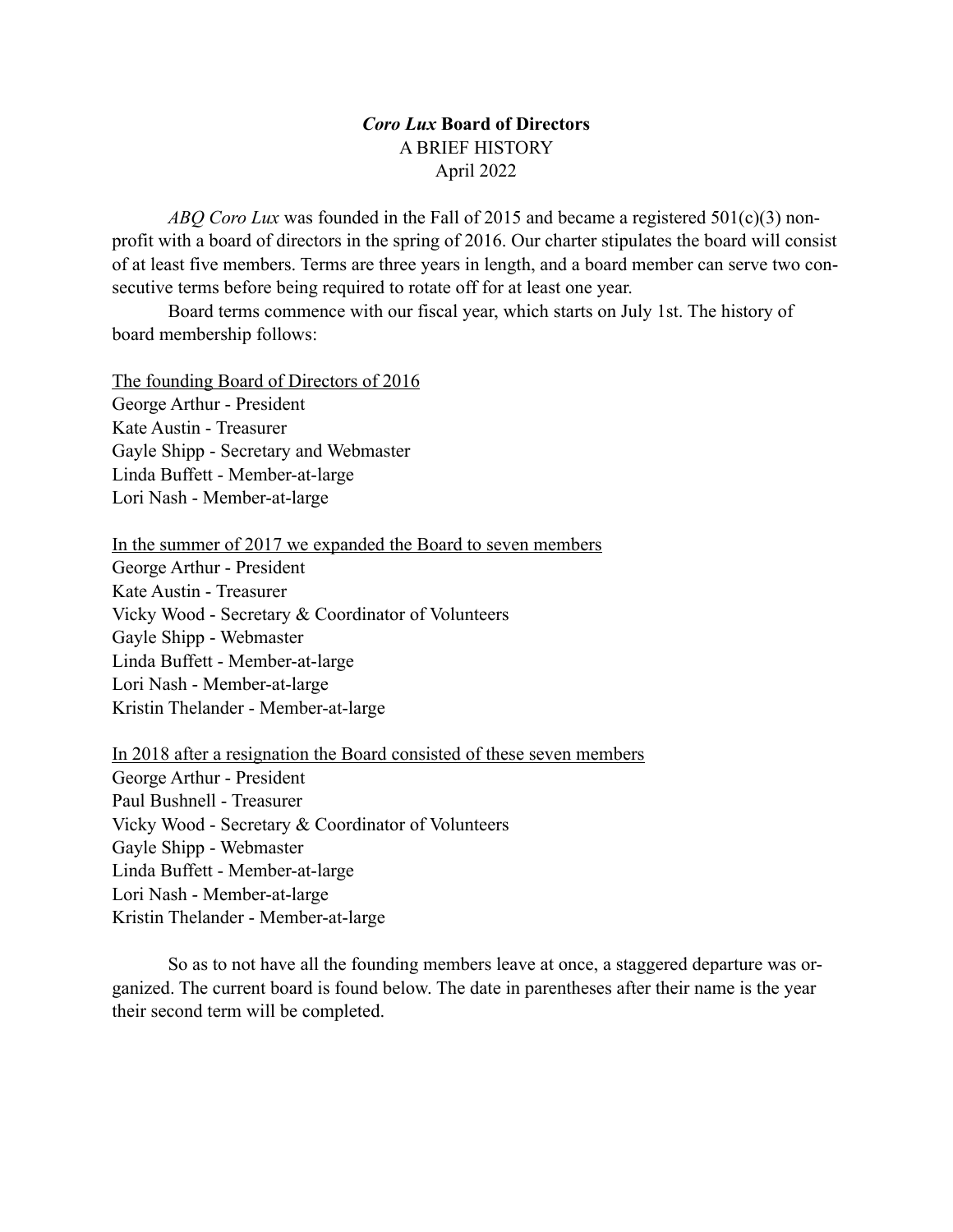# *Coro Lux* Board of Directors

A BRIEF HISTORY
April 2022

*ABQ Coro Lux* was founded in the Fall of 2015 and became a registered 501(c)(3) non-profit with a board of directors in the spring of 2016. Our charter stipulates the board will consist of at least five members. Terms are three years in length, and a board member can serve two consecutive terms before being required to rotate off for at least one year.

Board terms commence with our fiscal year, which starts on July 1st. The history of board membership follows:

<u>The founding Board of Directors of 2016</u>
George Arthur - President
Kate Austin - Treasurer
Gayle Shipp - Secretary and Webmaster
Linda Buffett - Member-at-large
Lori Nash - Member-at-large

<u>In the summer of 2017 we expanded the Board to seven members</u>
George Arthur - President
Kate Austin - Treasurer
Vicky Wood - Secretary & Coordinator of Volunteers
Gayle Shipp - Webmaster
Linda Buffett - Member-at-large
Lori Nash - Member-at-large
Kristin Thelander - Member-at-large

<u>In 2018 after a resignation the Board consisted of these seven members</u>
George Arthur - President
Paul Bushnell - Treasurer
Vicky Wood - Secretary & Coordinator of Volunteers
Gayle Shipp - Webmaster
Linda Buffett - Member-at-large
Lori Nash - Member-at-large
Kristin Thelander - Member-at-large

So as to not have all the founding members leave at once, a staggered departure was organized. The current board is found below. The date in parentheses after their name is the year their second term will be completed.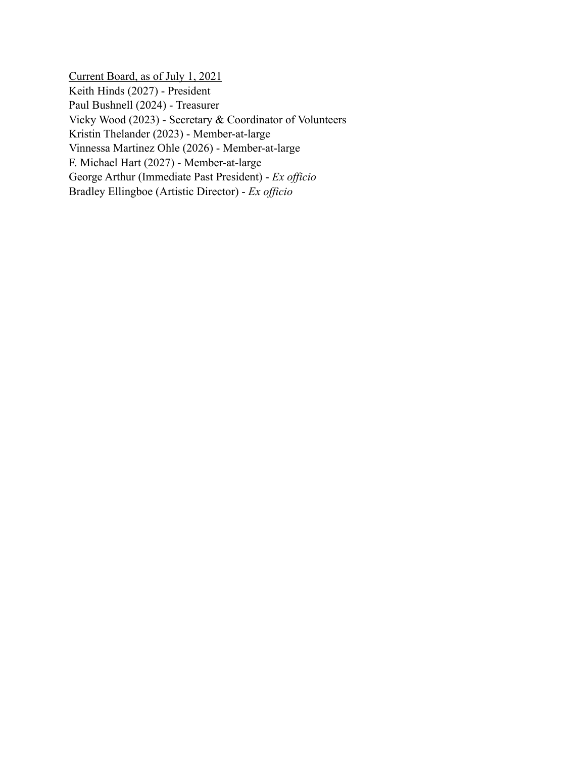<u>Current Board, as of July 1, 2021</u>

Keith Hinds (2027) - President
Paul Bushnell (2024) - Treasurer
Vicky Wood (2023) - Secretary & Coordinator of Volunteers
Kristin Thelander (2023) - Member-at-large
Vinnessa Martinez Ohle (2026) - Member-at-large
F. Michael Hart (2027) - Member-at-large
George Arthur (Immediate Past President) - *Ex officio*
Bradley Ellingboe (Artistic Director) - *Ex officio*